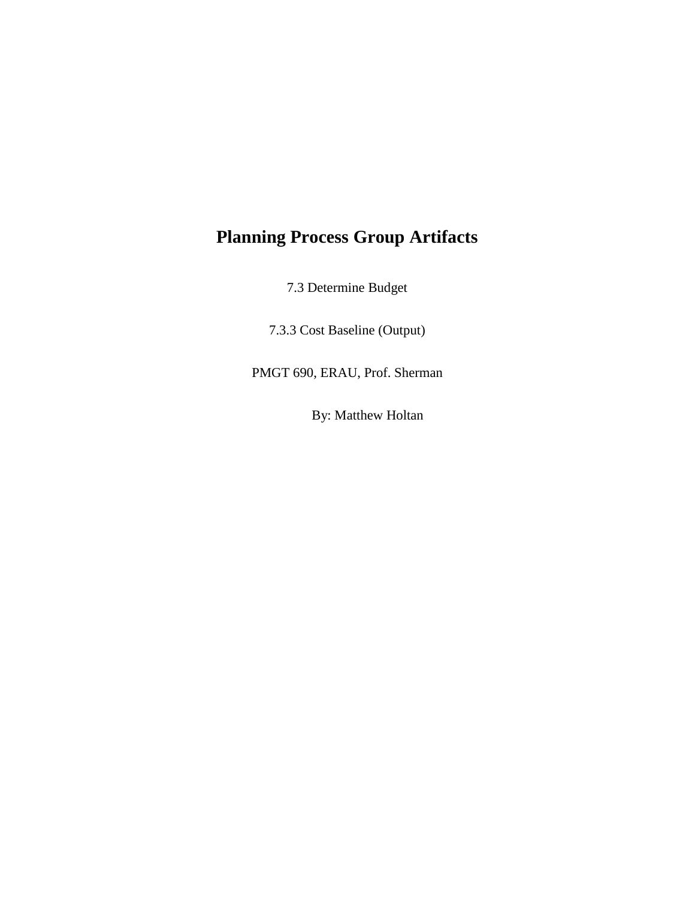# Planning Process Group Artifacts

7.3 Determine Budget

7.3.3 Cost Baseline (Output)

PMGT 690, ERAU, Prof. Sherman

By: Matthew Holtan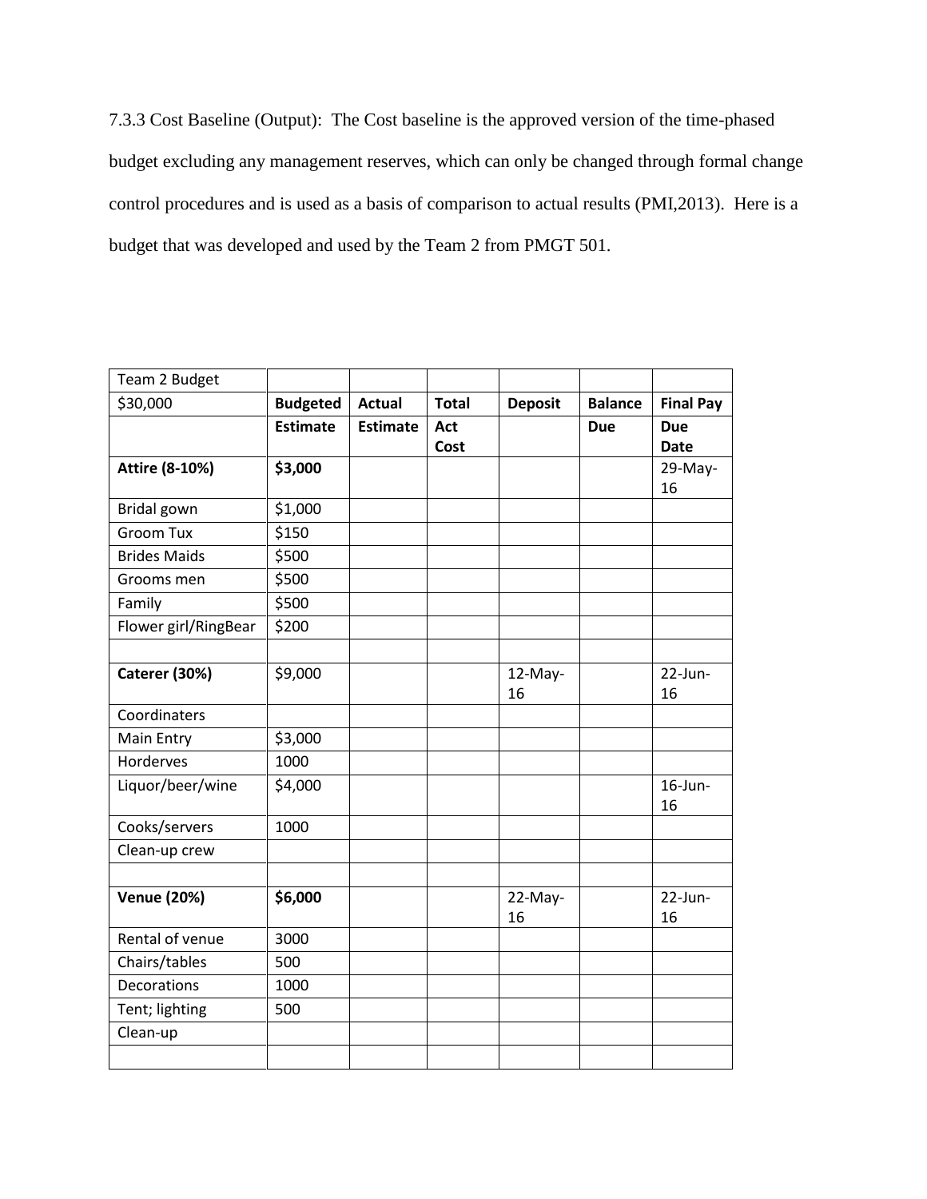7.3.3 Cost Baseline (Output): The Cost baseline is the approved version of the time-phased budget excluding any management reserves, which can only be changed through formal change control procedures and is used as a basis of comparison to actual results (PMI,2013). Here is a budget that was developed and used by the Team 2 from PMGT 501.

| Team 2 Budget | | | | | | |
|---|---|---|---|---|---|---|
| $30,000 | **Budgeted** | **Actual** | **Total** | **Deposit** | **Balance** | **Final Pay** |
| | **Estimate** | **Estimate** | **Act Cost** | | **Due** | **Due Date** |
| **Attire (8-10%)** | **$3,000** | | | | | 29-May-16 |
| Bridal gown | $1,000 | | | | | |
| Groom Tux | $150 | | | | | |
| Brides Maids | $500 | | | | | |
| Grooms men | $500 | | | | | |
| Family | $500 | | | | | |
| Flower girl/RingBear | $200 | | | | | |
| | | | | | | |
| **Caterer (30%)** | $9,000 | | | 12-May-16 | | 22-Jun-16 |
| Coordinaters | | | | | | |
| Main Entry | $3,000 | | | | | |
| Horderves | 1000 | | | | | |
| Liquor/beer/wine | $4,000 | | | | | 16-Jun-16 |
| Cooks/servers | 1000 | | | | | |
| Clean-up crew | | | | | | |
| | | | | | | |
| **Venue (20%)** | **$6,000** | | | 22-May-16 | | 22-Jun-16 |
| Rental of venue | 3000 | | | | | |
| Chairs/tables | 500 | | | | | |
| Decorations | 1000 | | | | | |
| Tent; lighting | 500 | | | | | |
| Clean-up | | | | | | |
| | | | | | | |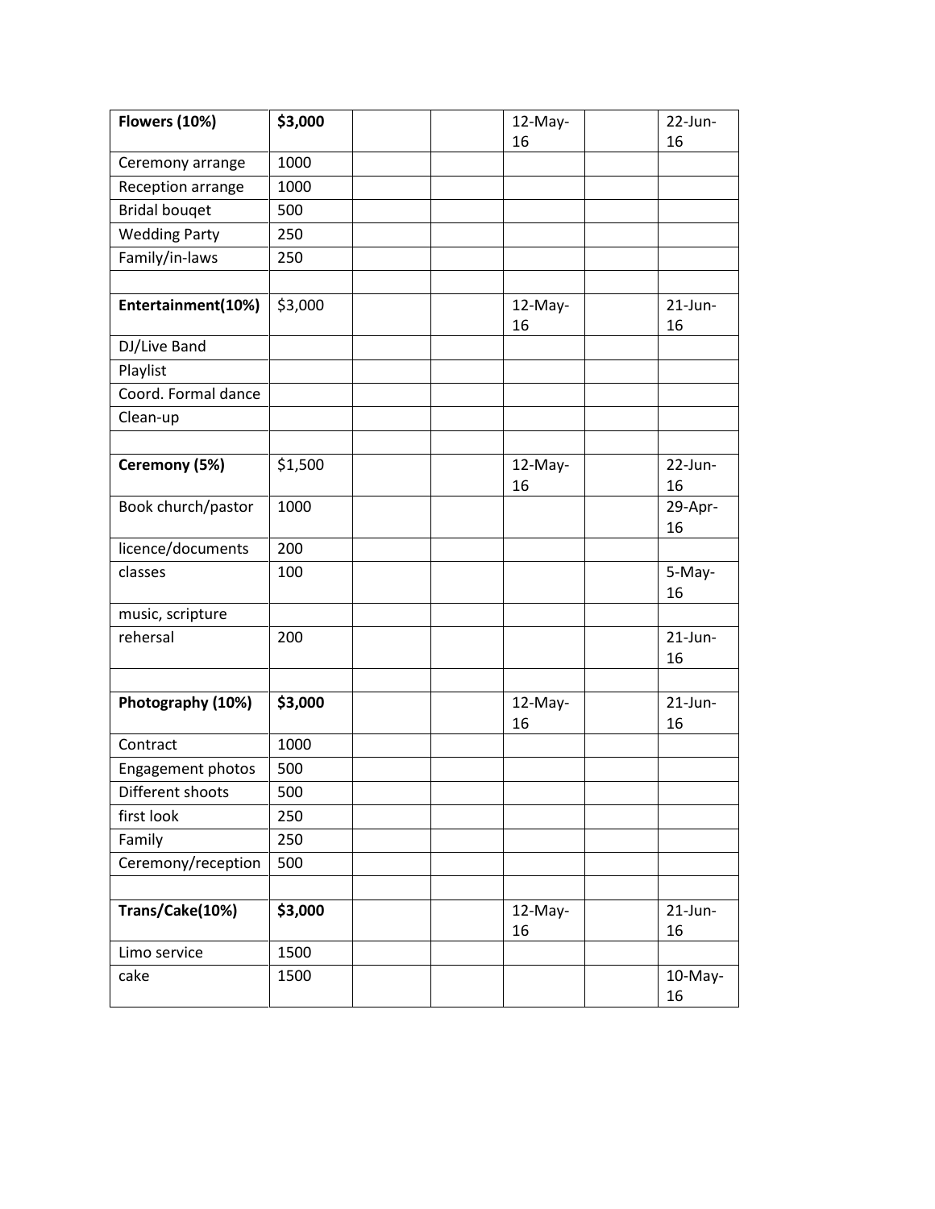| | | | | | | |
|---|---|---|---|---|---|---|
| **Flowers (10%)** | **$3,000** | | | 12-May-16 | | 22-Jun-16 |
| Ceremony arrange | 1000 | | | | | |
| Reception arrange | 1000 | | | | | |
| Bridal bouqet | 500 | | | | | |
| Wedding Party | 250 | | | | | |
| Family/in-laws | 250 | | | | | |
| | | | | | | |
| **Entertainment(10%)** | $3,000 | | | 12-May-16 | | 21-Jun-16 |
| DJ/Live Band | | | | | | |
| Playlist | | | | | | |
| Coord. Formal dance | | | | | | |
| Clean-up | | | | | | |
| | | | | | | |
| **Ceremony (5%)** | $1,500 | | | 12-May-16 | | 22-Jun-16 |
| Book church/pastor | 1000 | | | | | 29-Apr-16 |
| licence/documents | 200 | | | | | |
| classes | 100 | | | | | 5-May-16 |
| music, scripture | | | | | | |
| rehersal | 200 | | | | | 21-Jun-16 |
| | | | | | | |
| **Photography (10%)** | **$3,000** | | | 12-May-16 | | 21-Jun-16 |
| Contract | 1000 | | | | | |
| Engagement photos | 500 | | | | | |
| Different shoots | 500 | | | | | |
| first look | 250 | | | | | |
| Family | 250 | | | | | |
| Ceremony/reception | 500 | | | | | |
| | | | | | | |
| **Trans/Cake(10%)** | **$3,000** | | | 12-May-16 | | 21-Jun-16 |
| Limo service | 1500 | | | | | |
| cake | 1500 | | | | | 10-May-16 |